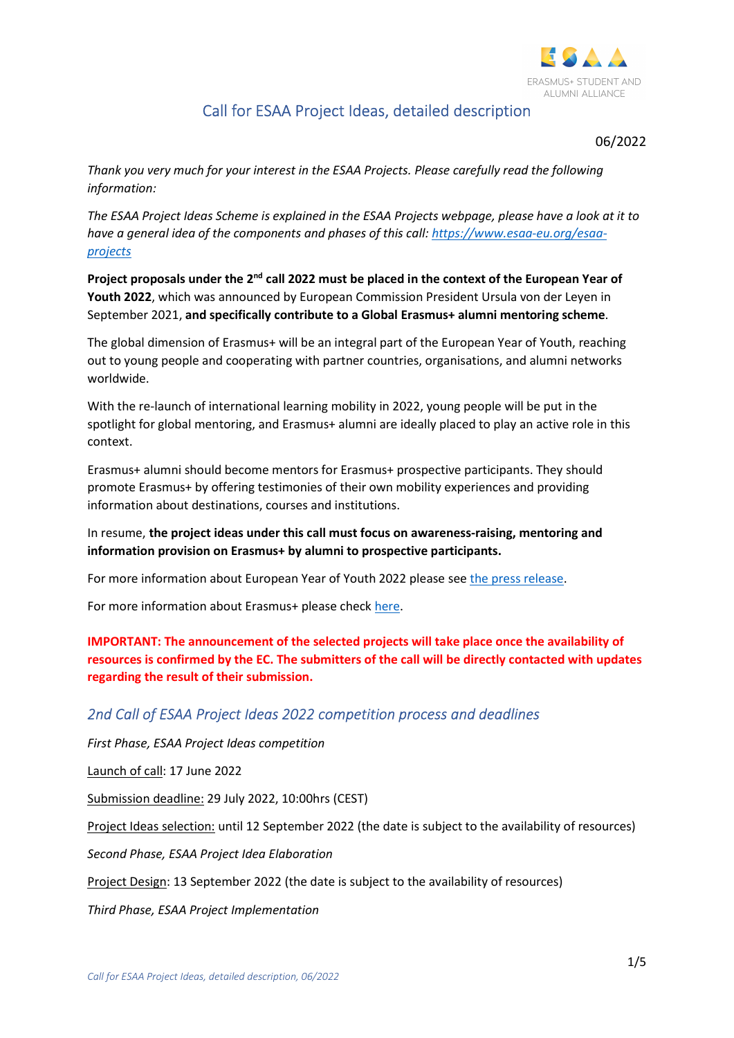ERASMUS+ STUDENT AND ALUMNI ALLIANCE

# Call for ESAA Project Ideas, detailed description

06/2022

*Thank you very much for your interest in the ESAA Projects. Please carefully read the following information:*

*The ESAA Project Ideas Scheme is explained in the ESAA Projects webpage, please have a look at it to have a general idea of the components and phases of this call: [https://www.esaa-eu.org/esaa-projects](https://www.esaa-eu.org/esaa-projects)*

**Project proposals under the 2nd call 2022 must be placed in the context of the European Year of Youth 2022**, which was announced by European Commission President Ursula von der Leyen in September 2021, **and specifically contribute to a Global Erasmus+ alumni mentoring scheme**.

The global dimension of Erasmus+ will be an integral part of the European Year of Youth, reaching out to young people and cooperating with partner countries, organisations, and alumni networks worldwide.

With the re-launch of international learning mobility in 2022, young people will be put in the spotlight for global mentoring, and Erasmus+ alumni are ideally placed to play an active role in this context.

Erasmus+ alumni should become mentors for Erasmus+ prospective participants. They should promote Erasmus+ by offering testimonies of their own mobility experiences and providing information about destinations, courses and institutions.

In resume, **the project ideas under this call must focus on awareness-raising, mentoring and information provision on Erasmus+ by alumni to prospective participants.**

For more information about European Year of Youth 2022 please see the press release.

For more information about Erasmus+ please check here.

**IMPORTANT: The announcement of the selected projects will take place once the availability of resources is confirmed by the EC. The submitters of the call will be directly contacted with updates regarding the result of their submission.**

## *2nd Call of ESAA Project Ideas 2022 competition process and deadlines*

*First Phase, ESAA Project Ideas competition*

Launch of call: 17 June 2022

Submission deadline: 29 July 2022, 10:00hrs (CEST)

Project Ideas selection: until 12 September 2022 (the date is subject to the availability of resources)

*Second Phase, ESAA Project Idea Elaboration*

Project Design: 13 September 2022 (the date is subject to the availability of resources)

*Third Phase, ESAA Project Implementation*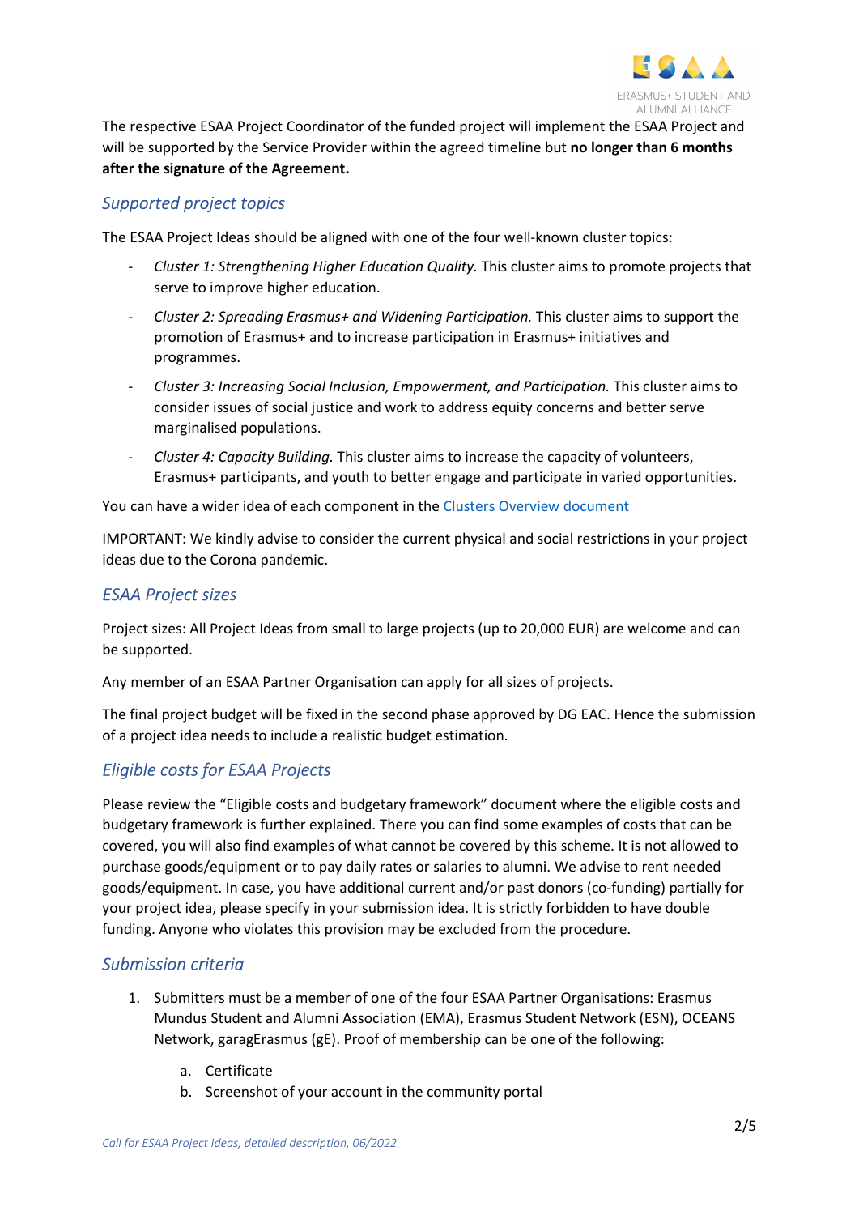The respective ESAA Project Coordinator of the funded project will implement the ESAA Project and will be supported by the Service Provider within the agreed timeline but **no longer than 6 months after the signature of the Agreement.**

## Supported project topics

The ESAA Project Ideas should be aligned with one of the four well-known cluster topics:

- *Cluster 1: Strengthening Higher Education Quality.* This cluster aims to promote projects that serve to improve higher education.
- *Cluster 2: Spreading Erasmus+ and Widening Participation.* This cluster aims to support the promotion of Erasmus+ and to increase participation in Erasmus+ initiatives and programmes.
- *Cluster 3: Increasing Social Inclusion, Empowerment, and Participation.* This cluster aims to consider issues of social justice and work to address equity concerns and better serve marginalised populations.
- *Cluster 4: Capacity Building.* This cluster aims to increase the capacity of volunteers, Erasmus+ participants, and youth to better engage and participate in varied opportunities.

You can have a wider idea of each component in the Clusters Overview document

IMPORTANT: We kindly advise to consider the current physical and social restrictions in your project ideas due to the Corona pandemic.

## ESAA Project sizes

Project sizes: All Project Ideas from small to large projects (up to 20,000 EUR) are welcome and can be supported.

Any member of an ESAA Partner Organisation can apply for all sizes of projects.

The final project budget will be fixed in the second phase approved by DG EAC. Hence the submission of a project idea needs to include a realistic budget estimation.

## Eligible costs for ESAA Projects

Please review the "Eligible costs and budgetary framework" document where the eligible costs and budgetary framework is further explained. There you can find some examples of costs that can be covered, you will also find examples of what cannot be covered by this scheme. It is not allowed to purchase goods/equipment or to pay daily rates or salaries to alumni. We advise to rent needed goods/equipment. In case, you have additional current and/or past donors (co-funding) partially for your project idea, please specify in your submission idea. It is strictly forbidden to have double funding. Anyone who violates this provision may be excluded from the procedure.

## Submission criteria

1. Submitters must be a member of one of the four ESAA Partner Organisations: Erasmus Mundus Student and Alumni Association (EMA), Erasmus Student Network (ESN), OCEANS Network, garagErasmus (gE). Proof of membership can be one of the following:
   a. Certificate
   b. Screenshot of your account in the community portal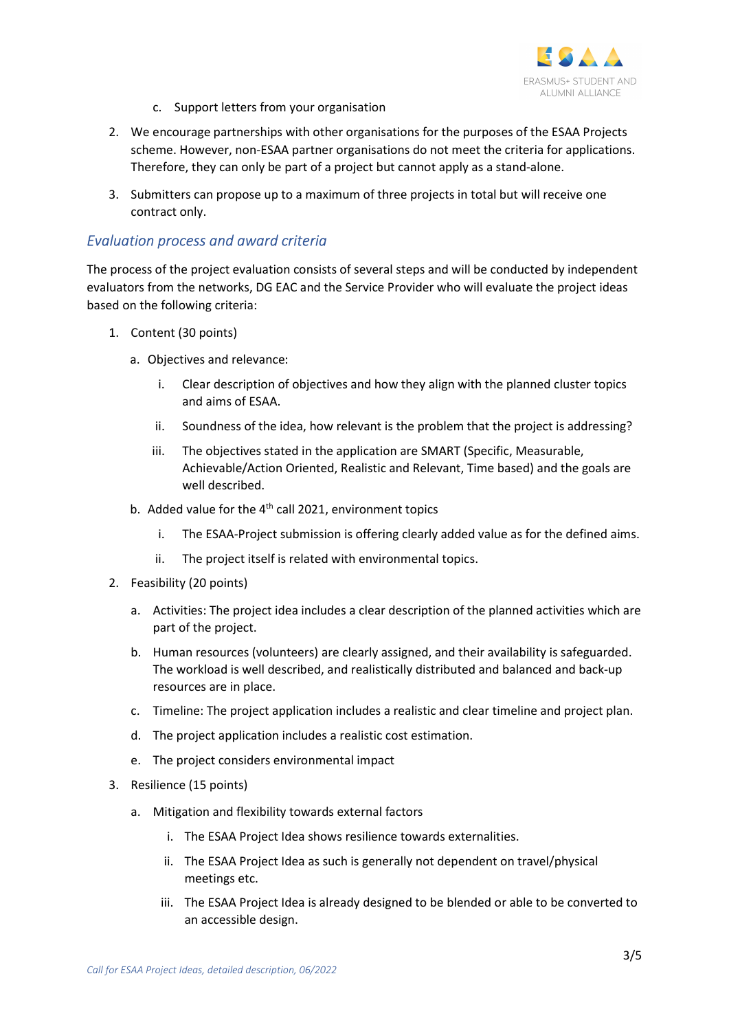c. Support letters from your organisation

2. We encourage partnerships with other organisations for the purposes of the ESAA Projects scheme. However, non-ESAA partner organisations do not meet the criteria for applications. Therefore, they can only be part of a project but cannot apply as a stand-alone.

3. Submitters can propose up to a maximum of three projects in total but will receive one contract only.

## *Evaluation process and award criteria*

The process of the project evaluation consists of several steps and will be conducted by independent evaluators from the networks, DG EAC and the Service Provider who will evaluate the project ideas based on the following criteria:

1. Content (30 points)
   a. Objectives and relevance:
      i. Clear description of objectives and how they align with the planned cluster topics and aims of ESAA.
      ii. Soundness of the idea, how relevant is the problem that the project is addressing?
      iii. The objectives stated in the application are SMART (Specific, Measurable, Achievable/Action Oriented, Realistic and Relevant, Time based) and the goals are well described.
   b. Added value for the 4th call 2021, environment topics
      i. The ESAA-Project submission is offering clearly added value as for the defined aims.
      ii. The project itself is related with environmental topics.
2. Feasibility (20 points)
   a. Activities: The project idea includes a clear description of the planned activities which are part of the project.
   b. Human resources (volunteers) are clearly assigned, and their availability is safeguarded. The workload is well described, and realistically distributed and balanced and back-up resources are in place.
   c. Timeline: The project application includes a realistic and clear timeline and project plan.
   d. The project application includes a realistic cost estimation.
   e. The project considers environmental impact
3. Resilience (15 points)
   a. Mitigation and flexibility towards external factors
      i. The ESAA Project Idea shows resilience towards externalities.
      ii. The ESAA Project Idea as such is generally not dependent on travel/physical meetings etc.
      iii. The ESAA Project Idea is already designed to be blended or able to be converted to an accessible design.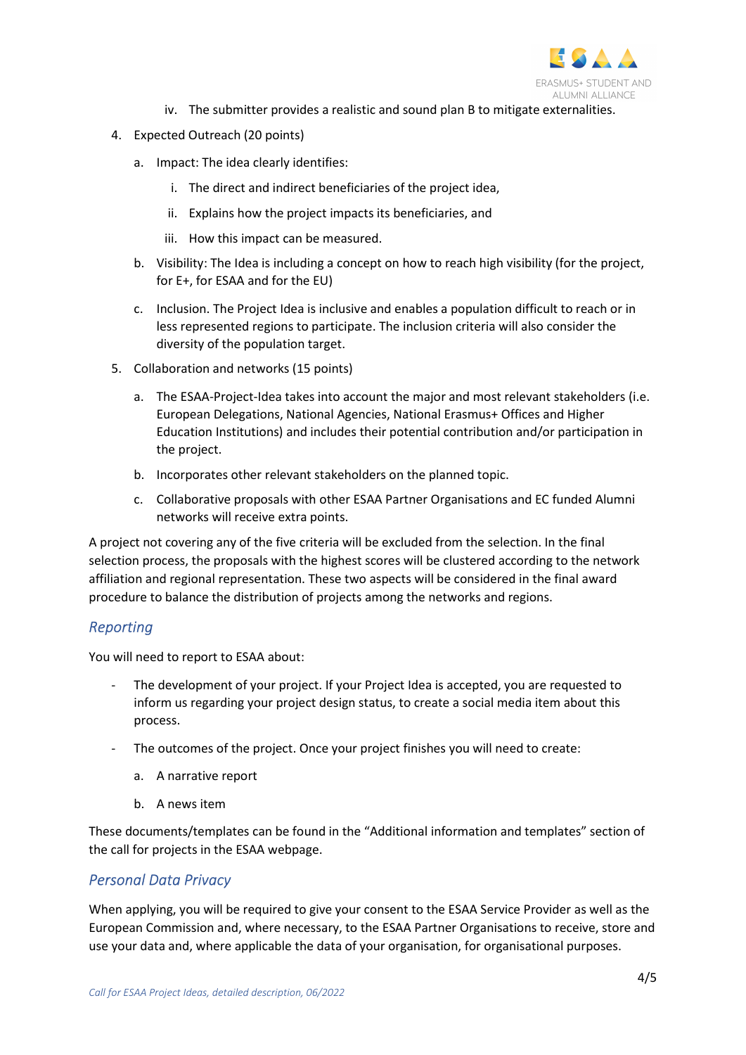iv. The submitter provides a realistic and sound plan B to mitigate externalities.

4. Expected Outreach (20 points)
   a. Impact: The idea clearly identifies:
      i. The direct and indirect beneficiaries of the project idea,
      ii. Explains how the project impacts its beneficiaries, and
      iii. How this impact can be measured.
   b. Visibility: The Idea is including a concept on how to reach high visibility (for the project, for E+, for ESAA and for the EU)
   c. Inclusion. The Project Idea is inclusive and enables a population difficult to reach or in less represented regions to participate. The inclusion criteria will also consider the diversity of the population target.
5. Collaboration and networks (15 points)
   a. The ESAA-Project-Idea takes into account the major and most relevant stakeholders (i.e. European Delegations, National Agencies, National Erasmus+ Offices and Higher Education Institutions) and includes their potential contribution and/or participation in the project.
   b. Incorporates other relevant stakeholders on the planned topic.
   c. Collaborative proposals with other ESAA Partner Organisations and EC funded Alumni networks will receive extra points.

A project not covering any of the five criteria will be excluded from the selection. In the final selection process, the proposals with the highest scores will be clustered according to the network affiliation and regional representation. These two aspects will be considered in the final award procedure to balance the distribution of projects among the networks and regions.

## *Reporting*

You will need to report to ESAA about:

- The development of your project. If your Project Idea is accepted, you are requested to inform us regarding your project design status, to create a social media item about this process.
- The outcomes of the project. Once your project finishes you will need to create:
  a. A narrative report
  b. A news item

These documents/templates can be found in the "Additional information and templates" section of the call for projects in the ESAA webpage.

## *Personal Data Privacy*

When applying, you will be required to give your consent to the ESAA Service Provider as well as the European Commission and, where necessary, to the ESAA Partner Organisations to receive, store and use your data and, where applicable the data of your organisation, for organisational purposes.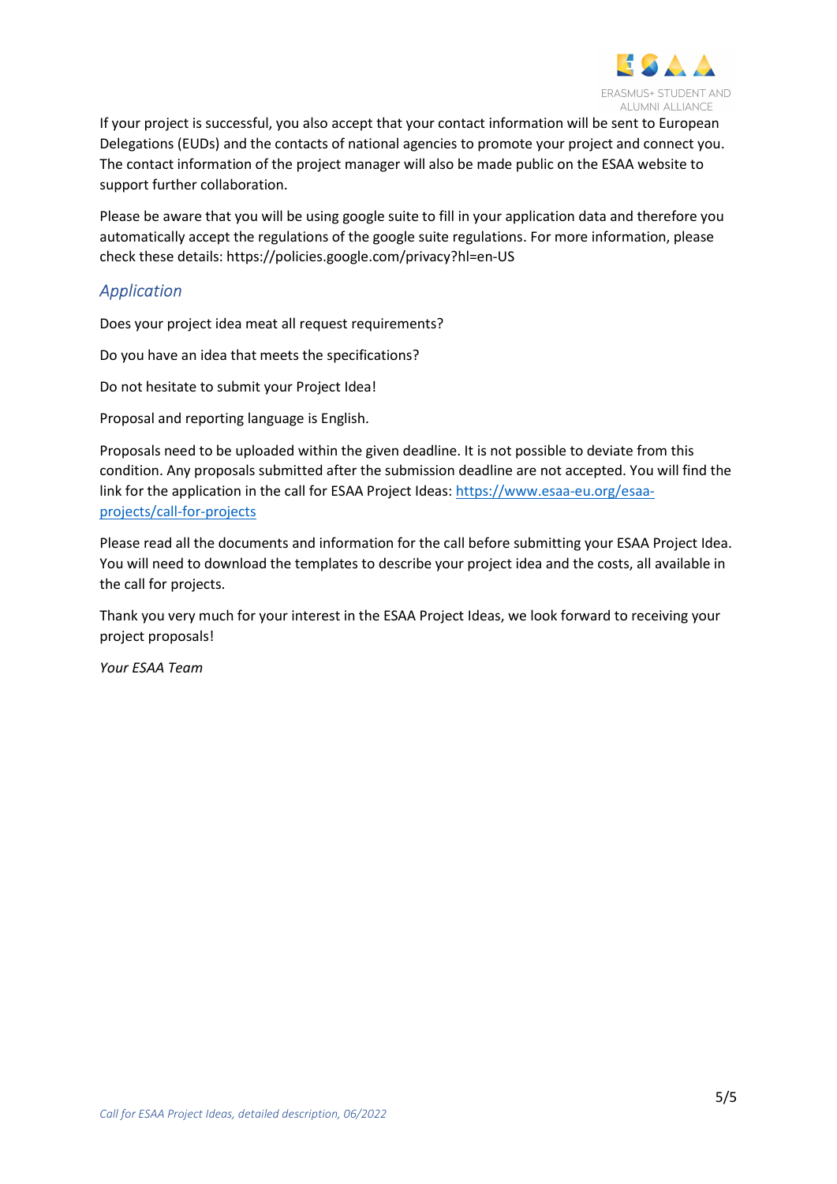If your project is successful, you also accept that your contact information will be sent to European Delegations (EUDs) and the contacts of national agencies to promote your project and connect you. The contact information of the project manager will also be made public on the ESAA website to support further collaboration.

Please be aware that you will be using google suite to fill in your application data and therefore you automatically accept the regulations of the google suite regulations. For more information, please check these details: https://policies.google.com/privacy?hl=en-US

## *Application*

Does your project idea meat all request requirements?

Do you have an idea that meets the specifications?

Do not hesitate to submit your Project Idea!

Proposal and reporting language is English.

Proposals need to be uploaded within the given deadline. It is not possible to deviate from this condition. Any proposals submitted after the submission deadline are not accepted. You will find the link for the application in the call for ESAA Project Ideas: [https://www.esaa-eu.org/esaa-projects/call-for-projects](https://www.esaa-eu.org/esaa-projects/call-for-projects)

Please read all the documents and information for the call before submitting your ESAA Project Idea. You will need to download the templates to describe your project idea and the costs, all available in the call for projects.

Thank you very much for your interest in the ESAA Project Ideas, we look forward to receiving your project proposals!

*Your ESAA Team*